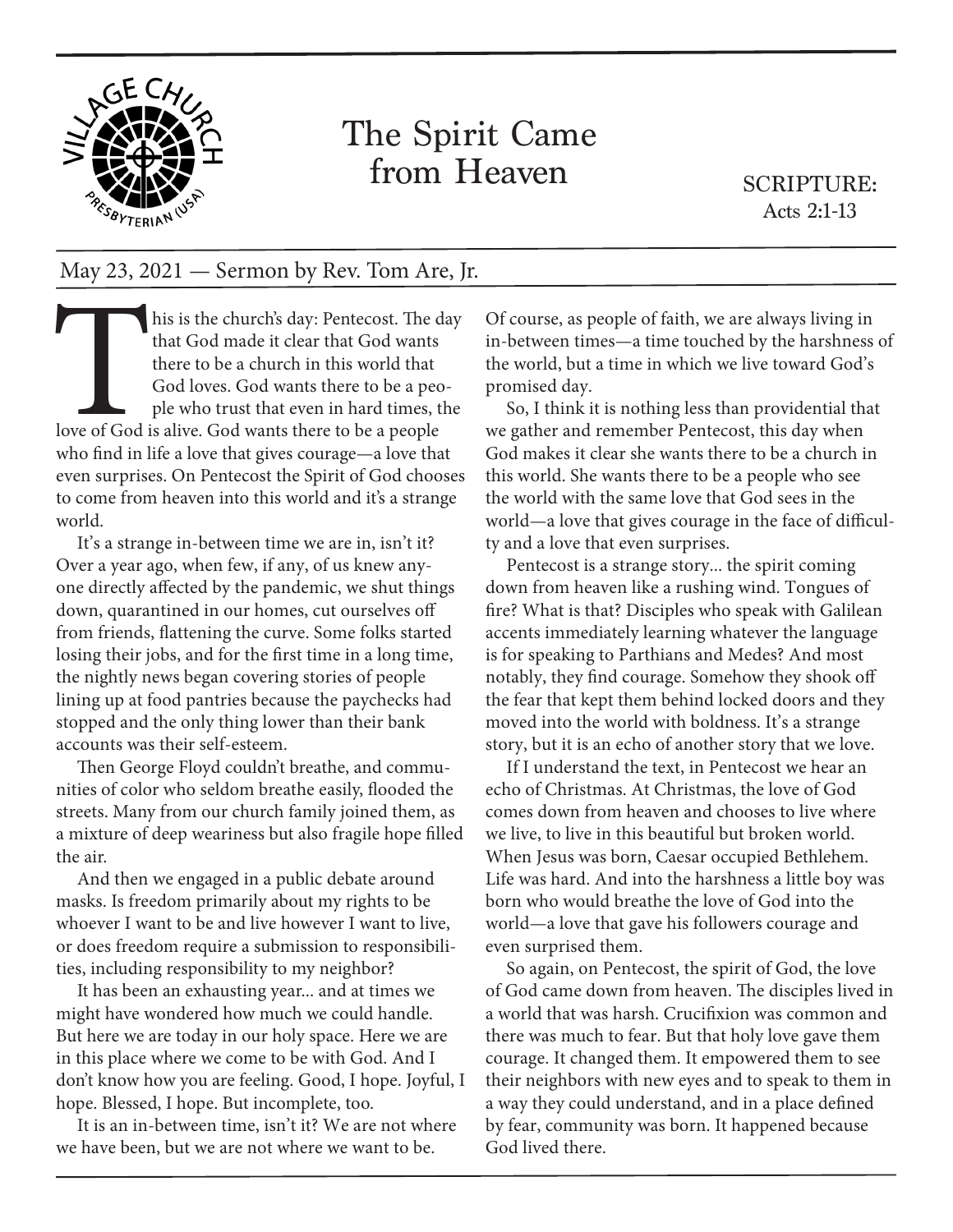# The Spirit Came from Heaven

SCRIPTURE:
Acts 2:1-13

May 23, 2021 — Sermon by Rev. Tom Are, Jr.

This is the church's day: Pentecost. The day that God made it clear that God wants there to be a church in this world that God loves. God wants there to be a people who trust that even in hard times, the love of God is alive. God wants there to be a people who find in life a love that gives courage—a love that even surprises. On Pentecost the Spirit of God chooses to come from heaven into this world and it's a strange world.

It's a strange in-between time we are in, isn't it? Over a year ago, when few, if any, of us knew anyone directly affected by the pandemic, we shut things down, quarantined in our homes, cut ourselves off from friends, flattening the curve. Some folks started losing their jobs, and for the first time in a long time, the nightly news began covering stories of people lining up at food pantries because the paychecks had stopped and the only thing lower than their bank accounts was their self-esteem.

Then George Floyd couldn't breathe, and communities of color who seldom breathe easily, flooded the streets. Many from our church family joined them, as a mixture of deep weariness but also fragile hope filled the air.

And then we engaged in a public debate around masks. Is freedom primarily about my rights to be whoever I want to be and live however I want to live, or does freedom require a submission to responsibilities, including responsibility to my neighbor?

It has been an exhausting year... and at times we might have wondered how much we could handle. But here we are today in our holy space. Here we are in this place where we come to be with God. And I don't know how you are feeling. Good, I hope. Joyful, I hope. Blessed, I hope. But incomplete, too.

It is an in-between time, isn't it? We are not where we have been, but we are not where we want to be. Of course, as people of faith, we are always living in in-between times—a time touched by the harshness of the world, but a time in which we live toward God's promised day.

So, I think it is nothing less than providential that we gather and remember Pentecost, this day when God makes it clear she wants there to be a church in this world. She wants there to be a people who see the world with the same love that God sees in the world—a love that gives courage in the face of difficulty and a love that even surprises.

Pentecost is a strange story... the spirit coming down from heaven like a rushing wind. Tongues of fire? What is that? Disciples who speak with Galilean accents immediately learning whatever the language is for speaking to Parthians and Medes? And most notably, they find courage. Somehow they shook off the fear that kept them behind locked doors and they moved into the world with boldness. It's a strange story, but it is an echo of another story that we love.

If I understand the text, in Pentecost we hear an echo of Christmas. At Christmas, the love of God comes down from heaven and chooses to live where we live, to live in this beautiful but broken world. When Jesus was born, Caesar occupied Bethlehem. Life was hard. And into the harshness a little boy was born who would breathe the love of God into the world—a love that gave his followers courage and even surprised them.

So again, on Pentecost, the spirit of God, the love of God came down from heaven. The disciples lived in a world that was harsh. Crucifixion was common and there was much to fear. But that holy love gave them courage. It changed them. It empowered them to see their neighbors with new eyes and to speak to them in a way they could understand, and in a place defined by fear, community was born. It happened because God lived there.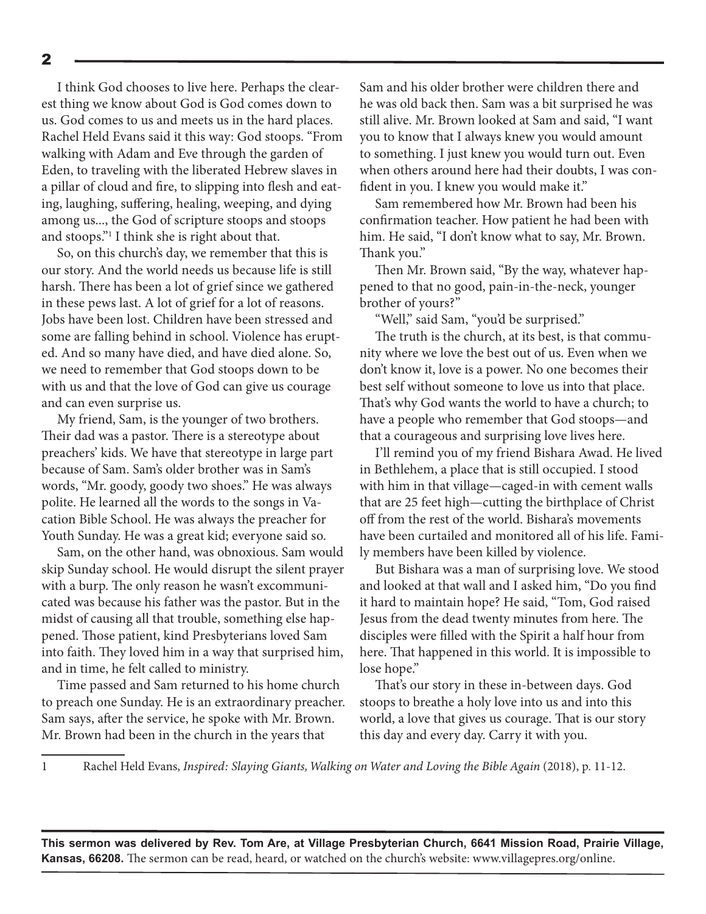I think God chooses to live here. Perhaps the clearest thing we know about God is God comes down to us. God comes to us and meets us in the hard places. Rachel Held Evans said it this way: God stoops. "From walking with Adam and Eve through the garden of Eden, to traveling with the liberated Hebrew slaves in a pillar of cloud and fire, to slipping into flesh and eating, laughing, suffering, healing, weeping, and dying among us..., the God of scripture stoops and stoops and stoops."[1] I think she is right about that.

So, on this church's day, we remember that this is our story. And the world needs us because life is still harsh. There has been a lot of grief since we gathered in these pews last. A lot of grief for a lot of reasons. Jobs have been lost. Children have been stressed and some are falling behind in school. Violence has erupted. And so many have died, and have died alone. So, we need to remember that God stoops down to be with us and that the love of God can give us courage and can even surprise us.

My friend, Sam, is the younger of two brothers. Their dad was a pastor. There is a stereotype about preachers' kids. We have that stereotype in large part because of Sam. Sam's older brother was in Sam's words, "Mr. goody, goody two shoes." He was always polite. He learned all the words to the songs in Vacation Bible School. He was always the preacher for Youth Sunday. He was a great kid; everyone said so.

Sam, on the other hand, was obnoxious. Sam would skip Sunday school. He would disrupt the silent prayer with a burp. The only reason he wasn't excommunicated was because his father was the pastor. But in the midst of causing all that trouble, something else happened. Those patient, kind Presbyterians loved Sam into faith. They loved him in a way that surprised him, and in time, he felt called to ministry.

Time passed and Sam returned to his home church to preach one Sunday. He is an extraordinary preacher. Sam says, after the service, he spoke with Mr. Brown. Mr. Brown had been in the church in the years that Sam and his older brother were children there and he was old back then. Sam was a bit surprised he was still alive. Mr. Brown looked at Sam and said, "I want you to know that I always knew you would amount to something. I just knew you would turn out. Even when others around here had their doubts, I was confident in you. I knew you would make it."

Sam remembered how Mr. Brown had been his confirmation teacher. How patient he had been with him. He said, "I don't know what to say, Mr. Brown. Thank you."

Then Mr. Brown said, "By the way, whatever happened to that no good, pain-in-the-neck, younger brother of yours?"

"Well," said Sam, "you'd be surprised."

The truth is the church, at its best, is that community where we love the best out of us. Even when we don't know it, love is a power. No one becomes their best self without someone to love us into that place. That's why God wants the world to have a church; to have a people who remember that God stoops—and that a courageous and surprising love lives here.

I'll remind you of my friend Bishara Awad. He lived in Bethlehem, a place that is still occupied. I stood with him in that village—caged-in with cement walls that are 25 feet high—cutting the birthplace of Christ off from the rest of the world. Bishara's movements have been curtailed and monitored all of his life. Family members have been killed by violence.

But Bishara was a man of surprising love. We stood and looked at that wall and I asked him, "Do you find it hard to maintain hope? He said, "Tom, God raised Jesus from the dead twenty minutes from here. The disciples were filled with the Spirit a half hour from here. That happened in this world. It is impossible to lose hope."

That's our story in these in-between days. God stoops to breathe a holy love into us and into this world, a love that gives us courage. That is our story this day and every day. Carry it with you.

---

[1] Rachel Held Evans, *Inspired: Slaying Giants, Walking on Water and Loving the Bible Again* (2018), p. 11-12.

---

**This sermon was delivered by Rev. Tom Are, at Village Presbyterian Church, 6641 Mission Road, Prairie Village, Kansas, 66208.** The sermon can be read, heard, or watched on the church's website: www.villagepres.org/online.